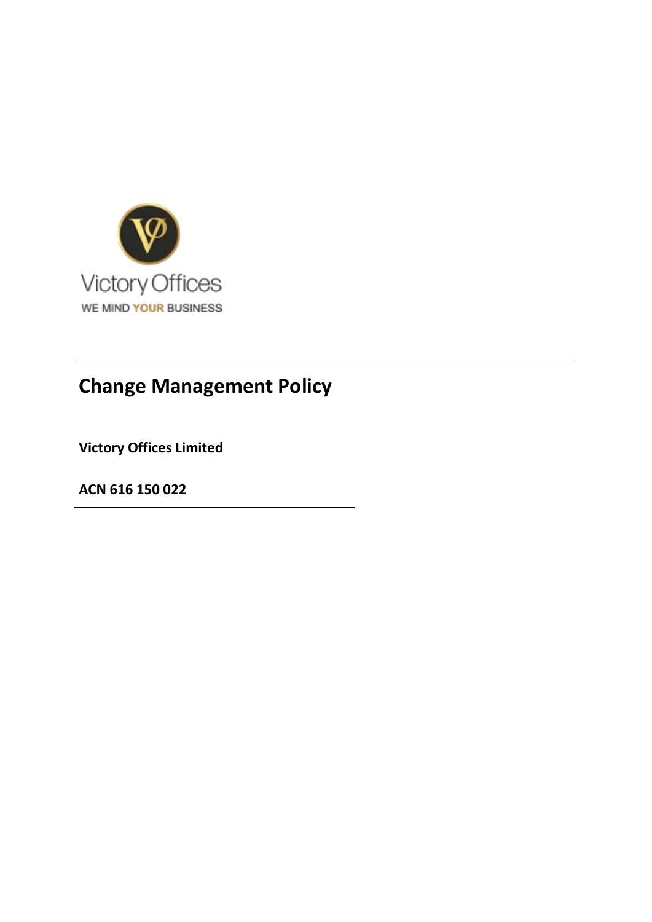Victory Offices

WE MIND YOUR BUSINESS

# Change Management Policy

**Victory Offices Limited**

**ACN 616 150 022**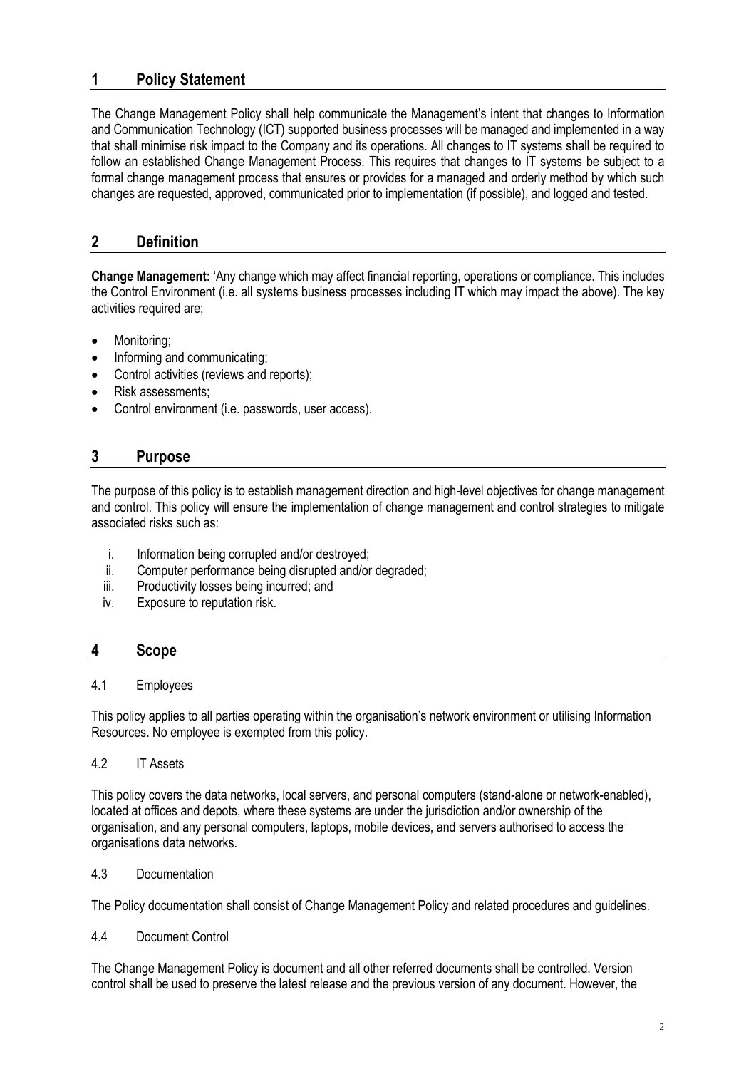## 1 Policy Statement

The Change Management Policy shall help communicate the Management's intent that changes to Information and Communication Technology (ICT) supported business processes will be managed and implemented in a way that shall minimise risk impact to the Company and its operations. All changes to IT systems shall be required to follow an established Change Management Process. This requires that changes to IT systems be subject to a formal change management process that ensures or provides for a managed and orderly method by which such changes are requested, approved, communicated prior to implementation (if possible), and logged and tested.

## 2 Definition

**Change Management:** 'Any change which may affect financial reporting, operations or compliance. This includes the Control Environment (i.e. all systems business processes including IT which may impact the above). The key activities required are;

- Monitoring;
- Informing and communicating;
- Control activities (reviews and reports);
- Risk assessments;
- Control environment (i.e. passwords, user access).

## 3 Purpose

The purpose of this policy is to establish management direction and high-level objectives for change management and control. This policy will ensure the implementation of change management and control strategies to mitigate associated risks such as:

i. Information being corrupted and/or destroyed;
ii. Computer performance being disrupted and/or degraded;
iii. Productivity losses being incurred; and
iv. Exposure to reputation risk.

## 4 Scope

4.1 Employees

This policy applies to all parties operating within the organisation's network environment or utilising Information Resources. No employee is exempted from this policy.

4.2 IT Assets

This policy covers the data networks, local servers, and personal computers (stand-alone or network-enabled), located at offices and depots, where these systems are under the jurisdiction and/or ownership of the organisation, and any personal computers, laptops, mobile devices, and servers authorised to access the organisations data networks.

4.3 Documentation

The Policy documentation shall consist of Change Management Policy and related procedures and guidelines.

4.4 Document Control

The Change Management Policy is document and all other referred documents shall be controlled. Version control shall be used to preserve the latest release and the previous version of any document. However, the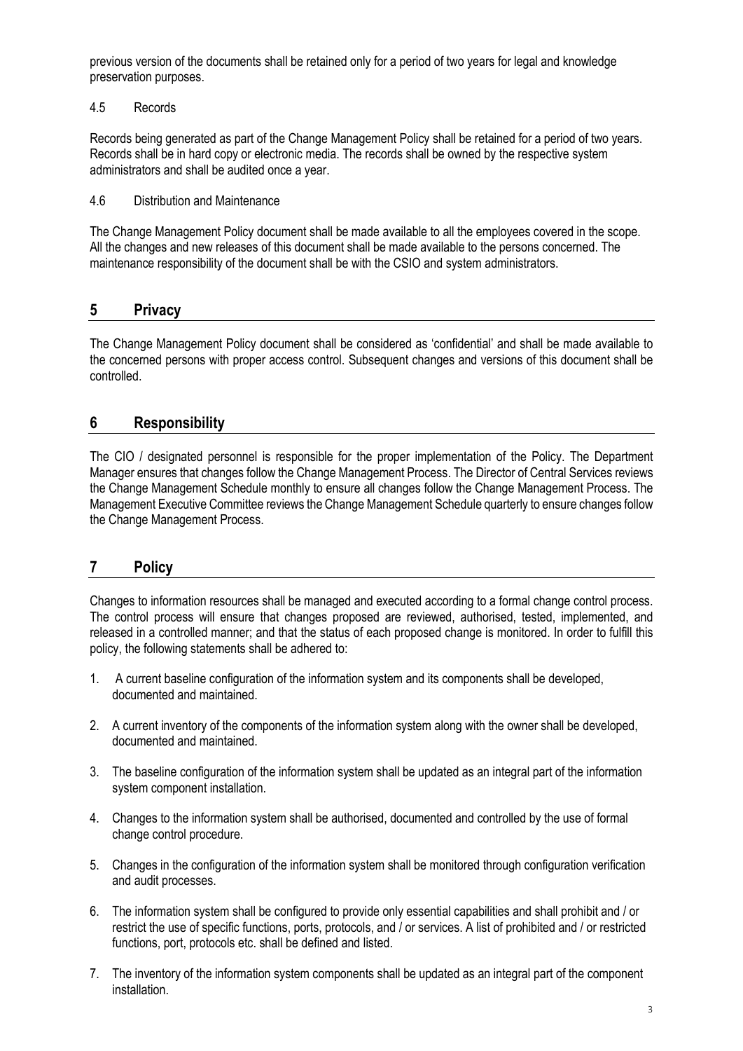previous version of the documents shall be retained only for a period of two years for legal and knowledge preservation purposes.

4.5 Records

Records being generated as part of the Change Management Policy shall be retained for a period of two years. Records shall be in hard copy or electronic media. The records shall be owned by the respective system administrators and shall be audited once a year.

4.6 Distribution and Maintenance

The Change Management Policy document shall be made available to all the employees covered in the scope. All the changes and new releases of this document shall be made available to the persons concerned. The maintenance responsibility of the document shall be with the CSIO and system administrators.

## 5 Privacy

The Change Management Policy document shall be considered as 'confidential' and shall be made available to the concerned persons with proper access control. Subsequent changes and versions of this document shall be controlled.

## 6 Responsibility

The CIO / designated personnel is responsible for the proper implementation of the Policy. The Department Manager ensures that changes follow the Change Management Process. The Director of Central Services reviews the Change Management Schedule monthly to ensure all changes follow the Change Management Process. The Management Executive Committee reviews the Change Management Schedule quarterly to ensure changes follow the Change Management Process.

## 7 Policy

Changes to information resources shall be managed and executed according to a formal change control process. The control process will ensure that changes proposed are reviewed, authorised, tested, implemented, and released in a controlled manner; and that the status of each proposed change is monitored. In order to fulfill this policy, the following statements shall be adhered to:

1. A current baseline configuration of the information system and its components shall be developed, documented and maintained.
2. A current inventory of the components of the information system along with the owner shall be developed, documented and maintained.
3. The baseline configuration of the information system shall be updated as an integral part of the information system component installation.
4. Changes to the information system shall be authorised, documented and controlled by the use of formal change control procedure.
5. Changes in the configuration of the information system shall be monitored through configuration verification and audit processes.
6. The information system shall be configured to provide only essential capabilities and shall prohibit and / or restrict the use of specific functions, ports, protocols, and / or services. A list of prohibited and / or restricted functions, port, protocols etc. shall be defined and listed.
7. The inventory of the information system components shall be updated as an integral part of the component installation.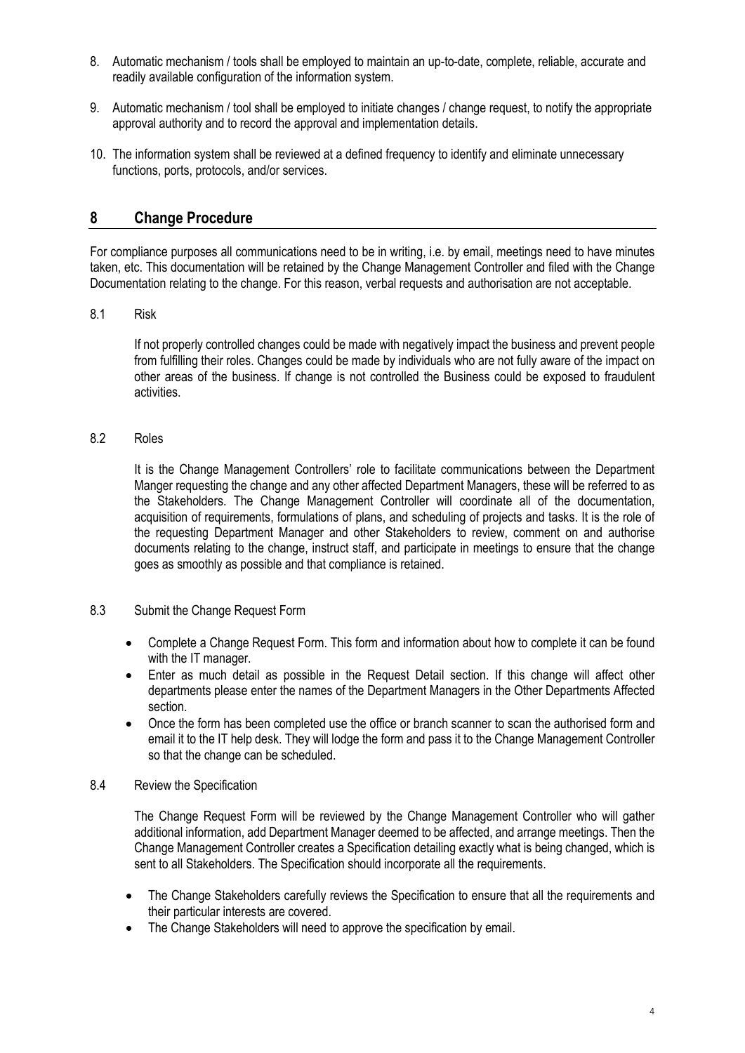8. Automatic mechanism / tools shall be employed to maintain an up-to-date, complete, reliable, accurate and readily available configuration of the information system.
9. Automatic mechanism / tool shall be employed to initiate changes / change request, to notify the appropriate approval authority and to record the approval and implementation details.
10. The information system shall be reviewed at a defined frequency to identify and eliminate unnecessary functions, ports, protocols, and/or services.

## 8 Change Procedure

For compliance purposes all communications need to be in writing, i.e. by email, meetings need to have minutes taken, etc. This documentation will be retained by the Change Management Controller and filed with the Change Documentation relating to the change. For this reason, verbal requests and authorisation are not acceptable.

### 8.1 Risk

If not properly controlled changes could be made with negatively impact the business and prevent people from fulfilling their roles. Changes could be made by individuals who are not fully aware of the impact on other areas of the business. If change is not controlled the Business could be exposed to fraudulent activities.

### 8.2 Roles

It is the Change Management Controllers' role to facilitate communications between the Department Manger requesting the change and any other affected Department Managers, these will be referred to as the Stakeholders. The Change Management Controller will coordinate all of the documentation, acquisition of requirements, formulations of plans, and scheduling of projects and tasks. It is the role of the requesting Department Manager and other Stakeholders to review, comment on and authorise documents relating to the change, instruct staff, and participate in meetings to ensure that the change goes as smoothly as possible and that compliance is retained.

### 8.3 Submit the Change Request Form

- Complete a Change Request Form. This form and information about how to complete it can be found with the IT manager.
- Enter as much detail as possible in the Request Detail section. If this change will affect other departments please enter the names of the Department Managers in the Other Departments Affected section.
- Once the form has been completed use the office or branch scanner to scan the authorised form and email it to the IT help desk. They will lodge the form and pass it to the Change Management Controller so that the change can be scheduled.

### 8.4 Review the Specification

The Change Request Form will be reviewed by the Change Management Controller who will gather additional information, add Department Manager deemed to be affected, and arrange meetings. Then the Change Management Controller creates a Specification detailing exactly what is being changed, which is sent to all Stakeholders. The Specification should incorporate all the requirements.

- The Change Stakeholders carefully reviews the Specification to ensure that all the requirements and their particular interests are covered.
- The Change Stakeholders will need to approve the specification by email.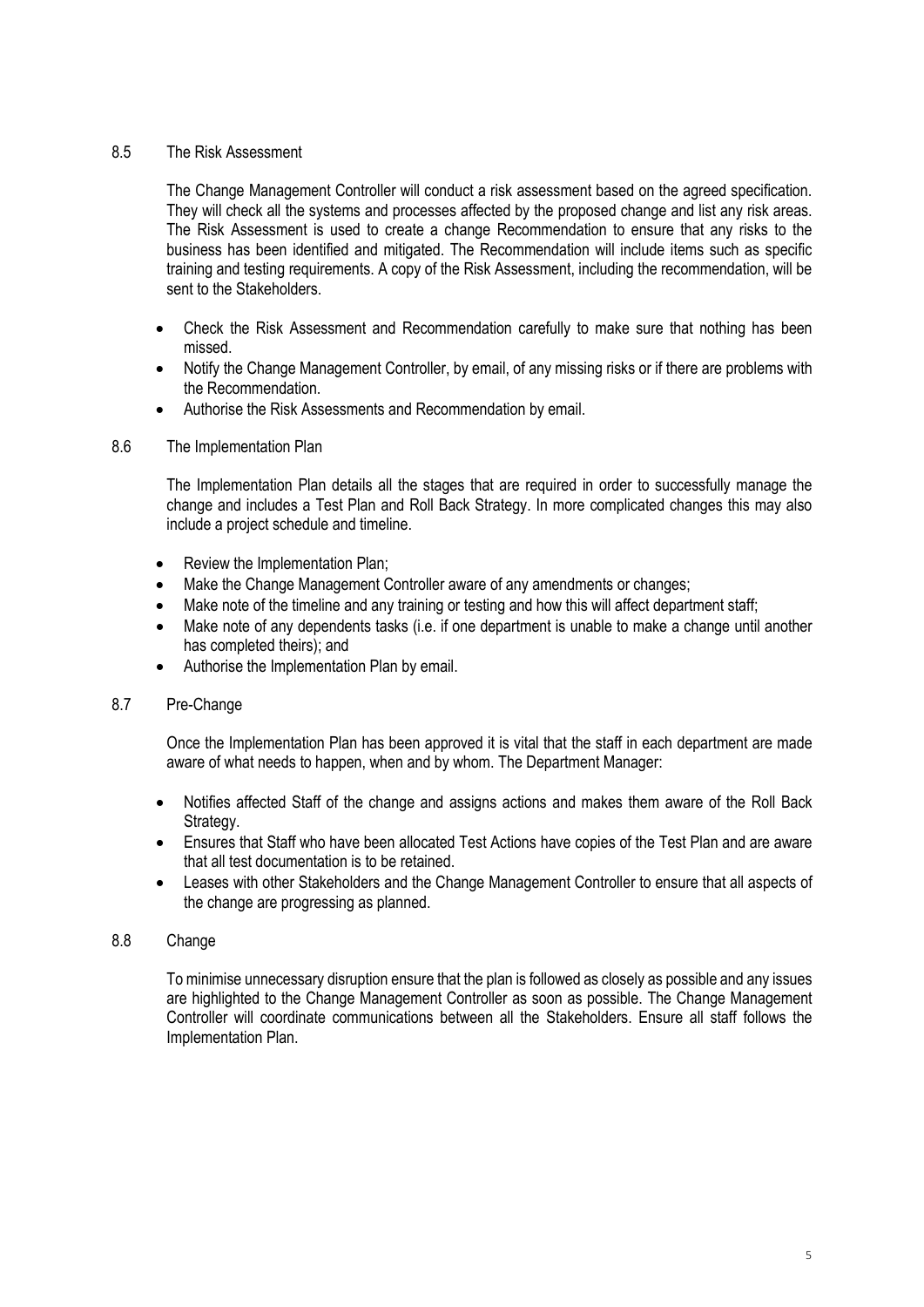## 8.5 The Risk Assessment

The Change Management Controller will conduct a risk assessment based on the agreed specification. They will check all the systems and processes affected by the proposed change and list any risk areas. The Risk Assessment is used to create a change Recommendation to ensure that any risks to the business has been identified and mitigated. The Recommendation will include items such as specific training and testing requirements. A copy of the Risk Assessment, including the recommendation, will be sent to the Stakeholders.

- Check the Risk Assessment and Recommendation carefully to make sure that nothing has been missed.
- Notify the Change Management Controller, by email, of any missing risks or if there are problems with the Recommendation.
- Authorise the Risk Assessments and Recommendation by email.

## 8.6 The Implementation Plan

The Implementation Plan details all the stages that are required in order to successfully manage the change and includes a Test Plan and Roll Back Strategy. In more complicated changes this may also include a project schedule and timeline.

- Review the Implementation Plan;
- Make the Change Management Controller aware of any amendments or changes;
- Make note of the timeline and any training or testing and how this will affect department staff;
- Make note of any dependents tasks (i.e. if one department is unable to make a change until another has completed theirs); and
- Authorise the Implementation Plan by email.

## 8.7 Pre-Change

Once the Implementation Plan has been approved it is vital that the staff in each department are made aware of what needs to happen, when and by whom. The Department Manager:

- Notifies affected Staff of the change and assigns actions and makes them aware of the Roll Back Strategy.
- Ensures that Staff who have been allocated Test Actions have copies of the Test Plan and are aware that all test documentation is to be retained.
- Leases with other Stakeholders and the Change Management Controller to ensure that all aspects of the change are progressing as planned.

## 8.8 Change

To minimise unnecessary disruption ensure that the plan is followed as closely as possible and any issues are highlighted to the Change Management Controller as soon as possible. The Change Management Controller will coordinate communications between all the Stakeholders. Ensure all staff follows the Implementation Plan.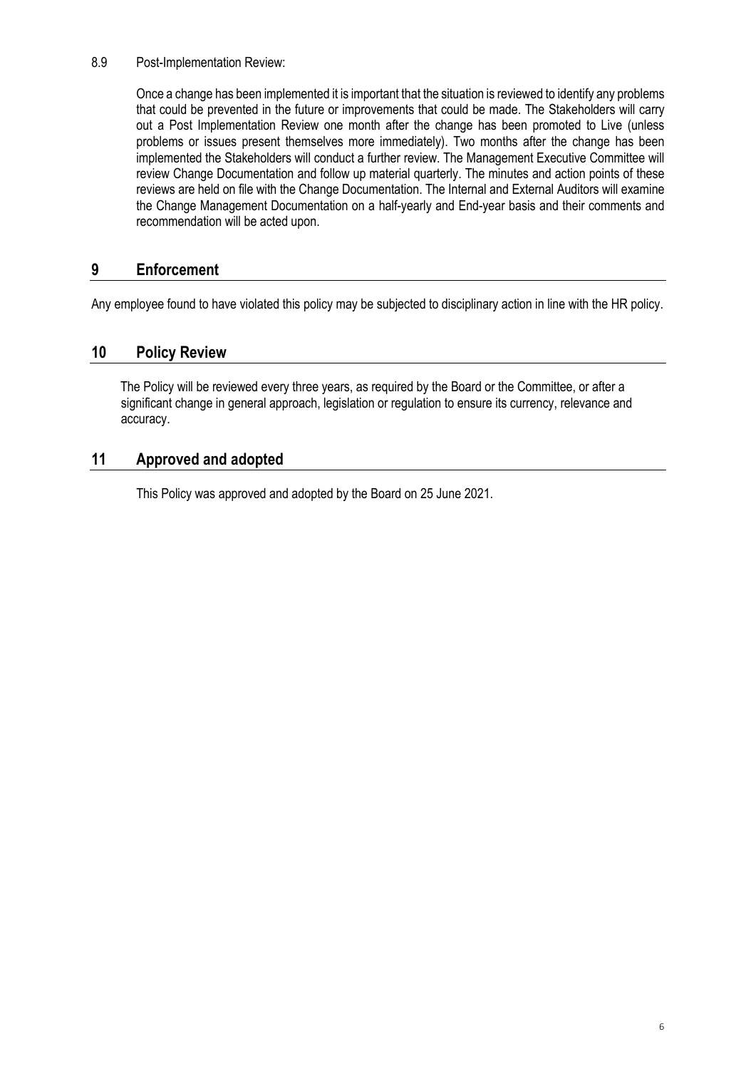8.9 Post-Implementation Review:

Once a change has been implemented it is important that the situation is reviewed to identify any problems that could be prevented in the future or improvements that could be made. The Stakeholders will carry out a Post Implementation Review one month after the change has been promoted to Live (unless problems or issues present themselves more immediately). Two months after the change has been implemented the Stakeholders will conduct a further review. The Management Executive Committee will review Change Documentation and follow up material quarterly. The minutes and action points of these reviews are held on file with the Change Documentation. The Internal and External Auditors will examine the Change Management Documentation on a half-yearly and End-year basis and their comments and recommendation will be acted upon.

## 9 Enforcement

Any employee found to have violated this policy may be subjected to disciplinary action in line with the HR policy.

## 10 Policy Review

The Policy will be reviewed every three years, as required by the Board or the Committee, or after a significant change in general approach, legislation or regulation to ensure its currency, relevance and accuracy.

## 11 Approved and adopted

This Policy was approved and adopted by the Board on 25 June 2021.